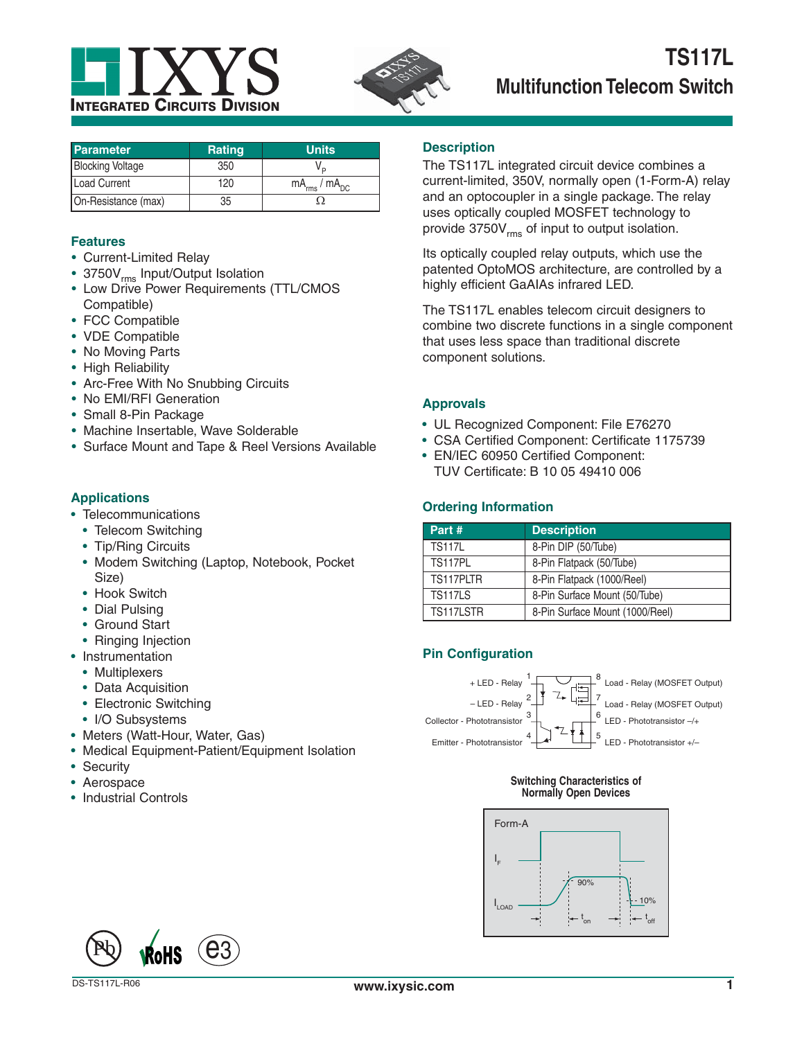# TS117L

## Multifunction Telecom Switch

IXYS Integrated Circuits Division

| Parameter | Rating | Units |
|---|---|---|
| Blocking Voltage | 350 | $V_P$ |
| Load Current | 120 | $mA_{rms}$ / $mA_{DC}$ |
| On-Resistance (max) | 35 | Ω |

### Features

- Current-Limited Relay
- 3750$V_{rms}$ Input/Output Isolation
- Low Drive Power Requirements (TTL/CMOS Compatible)
- FCC Compatible
- VDE Compatible
- No Moving Parts
- High Reliability
- Arc-Free With No Snubbing Circuits
- No EMI/RFI Generation
- Small 8-Pin Package
- Machine Insertable, Wave Solderable
- Surface Mount and Tape & Reel Versions Available

### Applications

- Telecommunications
  - Telecom Switching
  - Tip/Ring Circuits
  - Modem Switching (Laptop, Notebook, Pocket Size)
  - Hook Switch
  - Dial Pulsing
  - Ground Start
  - Ringing Injection
- Instrumentation
  - Multiplexers
  - Data Acquisition
  - Electronic Switching
  - I/O Subsystems
- Meters (Watt-Hour, Water, Gas)
- Medical Equipment-Patient/Equipment Isolation
- Security
- Aerospace
- Industrial Controls

### Description

The TS117L integrated circuit device combines a current-limited, 350V, normally open (1-Form-A) relay and an optocoupler in a single package. The relay uses optically coupled MOSFET technology to provide 3750$V_{rms}$ of input to output isolation.

Its optically coupled relay outputs, which use the patented OptoMOS architecture, are controlled by a highly efficient GaAlAs infrared LED.

The TS117L enables telecom circuit designers to combine two discrete functions in a single component that uses less space than traditional discrete component solutions.

### Approvals

- UL Recognized Component: File E76270
- CSA Certified Component: Certificate 1175739
- EN/IEC 60950 Certified Component: TUV Certificate: B 10 05 49410 006

### Ordering Information

| Part # | Description |
|---|---|
| TS117L | 8-Pin DIP (50/Tube) |
| TS117PL | 8-Pin Flatpack (50/Tube) |
| TS117PLTR | 8-Pin Flatpack (1000/Reel) |
| TS117LS | 8-Pin Surface Mount (50/Tube) |
| TS117LSTR | 8-Pin Surface Mount (1000/Reel) |

### Pin Configuration

1. + LED - Relay
2. – LED - Relay
3. Collector - Phototransistor
4. Emitter - Phototransistor
5. LED - Phototransistor +/–
6. LED - Phototransistor –/+
7. Load - Relay (MOSFET Output)
8. Load - Relay (MOSFET Output)

**Switching Characteristics of Normally Open Devices**

Form-A: $I_F$, $I_{LOAD}$, 90%, 10%, $t_{on}$, $t_{off}$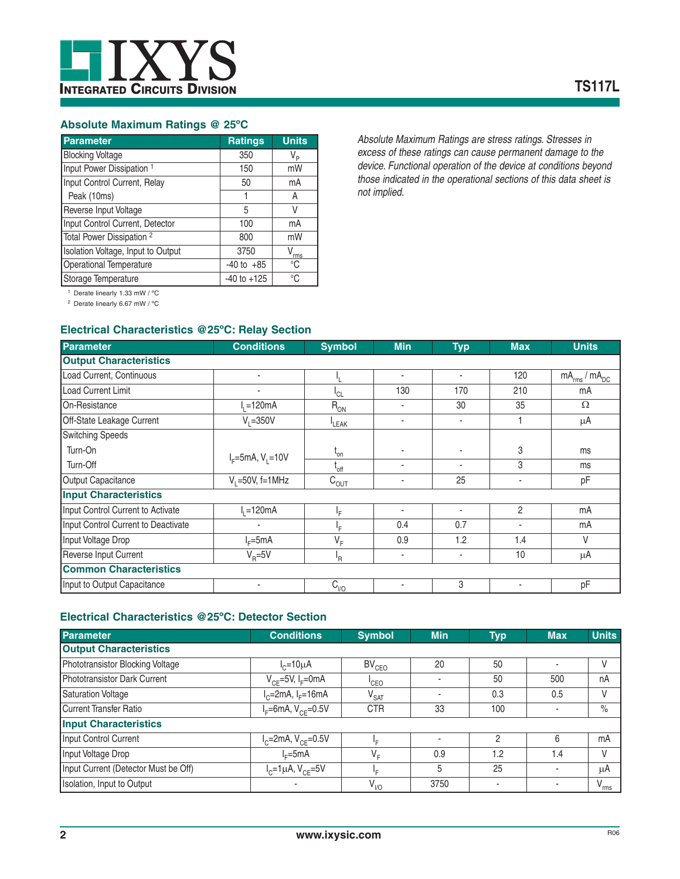## Absolute Maximum Ratings @ 25ºC

| Parameter | Ratings | Units |
|---|---|---|
| Blocking Voltage | 350 | $V_P$ |
| Input Power Dissipation [1] | 150 | mW |
| Input Control Current, Relay | 50 | mA |
| Peak (10ms) | 1 | A |
| Reverse Input Voltage | 5 | V |
| Input Control Current, Detector | 100 | mA |
| Total Power Dissipation [2] | 800 | mW |
| Isolation Voltage, Input to Output | 3750 | $V_{rms}$ |
| Operational Temperature | -40 to +85 | °C |
| Storage Temperature | -40 to +125 | °C |

[1] Derate linearly 1.33 mW / °C

[2] Derate linearly 6.67 mW / °C

*Absolute Maximum Ratings are stress ratings. Stresses in excess of these ratings can cause permanent damage to the device. Functional operation of the device at conditions beyond those indicated in the operational sections of this data sheet is not implied.*

## Electrical Characteristics @25ºC: Relay Section

| Parameter | Conditions | Symbol | Min | Typ | Max | Units |
|---|---|---|---|---|---|---|
| **Output Characteristics** | | | | | | |
| Load Current, Continuous | - | $I_L$ | - | - | 120 | $mA_{rms}$ / $mA_{DC}$ |
| Load Current Limit | - | $I_{CL}$ | 130 | 170 | 210 | mA |
| On-Resistance | $I_L$=120mA | $R_{ON}$ | - | 30 | 35 | Ω |
| Off-State Leakage Current | $V_L$=350V | $I_{LEAK}$ | - | - | 1 | µA |
| Switching Speeds | | | | | | |
| Turn-On | $I_F$=5mA, $V_L$=10V | $t_{on}$ | - | - | 3 | ms |
| Turn-Off | | $t_{off}$ | - | - | 3 | ms |
| Output Capacitance | $V_L$=50V, f=1MHz | $C_{OUT}$ | - | 25 | - | pF |
| **Input Characteristics** | | | | | | |
| Input Control Current to Activate | $I_L$=120mA | $I_F$ | - | - | 2 | mA |
| Input Control Current to Deactivate | - | $I_F$ | 0.4 | 0.7 | - | mA |
| Input Voltage Drop | $I_F$=5mA | $V_F$ | 0.9 | 1.2 | 1.4 | V |
| Reverse Input Current | $V_R$=5V | $I_R$ | - | - | 10 | µA |
| **Common Characteristics** | | | | | | |
| Input to Output Capacitance | - | $C_{I/O}$ | - | 3 | - | pF |

## Electrical Characteristics @25ºC: Detector Section

| Parameter | Conditions | Symbol | Min | Typ | Max | Units |
|---|---|---|---|---|---|---|
| **Output Characteristics** | | | | | | |
| Phototransistor Blocking Voltage | $I_C$=10µA | $BV_{CEO}$ | 20 | 50 | - | V |
| Phototransistor Dark Current | $V_{CE}$=5V, $I_F$=0mA | $I_{CEO}$ | - | 50 | 500 | nA |
| Saturation Voltage | $I_C$=2mA, $I_F$=16mA | $V_{SAT}$ | - | 0.3 | 0.5 | V |
| Current Transfer Ratio | $I_F$=6mA, $V_{CE}$=0.5V | CTR | 33 | 100 | - | % |
| **Input Characteristics** | | | | | | |
| Input Control Current | $I_C$=2mA, $V_{CE}$=0.5V | $I_F$ | - | 2 | 6 | mA |
| Input Voltage Drop | $I_F$=5mA | $V_F$ | 0.9 | 1.2 | 1.4 | V |
| Input Current (Detector Must be Off) | $I_C$=1µA, $V_{CE}$=5V | $I_F$ | 5 | 25 | - | µA |
| Isolation, Input to Output | - | $V_{I/O}$ | 3750 | - | - | $V_{rms}$ |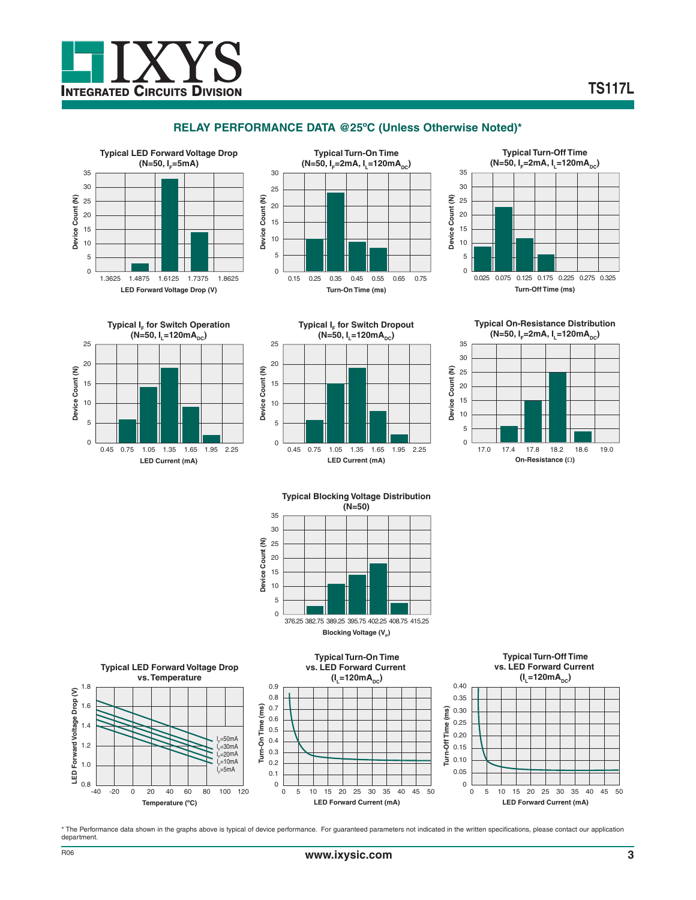## RELAY PERFORMANCE DATA @25ºC (Unless Otherwise Noted)*

**Typical LED Forward Voltage Drop (N=50, $I_F$=5mA)**

Device Count (N) vs. LED Forward Voltage Drop (V): 1.3625, 1.4875, 1.6125, 1.7375, 1.8625

**Typical Turn-On Time (N=50, $I_F$=2mA, $I_L$=120$mA_{DC}$)**

Device Count (N) vs. Turn-On Time (ms): 0.15, 0.25, 0.35, 0.45, 0.55, 0.65, 0.75

**Typical Turn-Off Time (N=50, $I_F$=2mA, $I_L$=120$mA_{DC}$)**

Device Count (N) vs. Turn-Off Time (ms): 0.025, 0.075, 0.125, 0.175, 0.225, 0.275, 0.325

**Typical $I_F$ for Switch Operation (N=50, $I_L$=120$mA_{DC}$)**

Device Count (N) vs. LED Current (mA): 0.45, 0.75, 1.05, 1.35, 1.65, 1.95, 2.25

**Typical $I_F$ for Switch Dropout (N=50, $I_L$=120$mA_{DC}$)**

Device Count (N) vs. LED Current (mA): 0.45, 0.75, 1.05, 1.35, 1.65, 1.95, 2.25

**Typical On-Resistance Distribution (N=50, $I_F$=2mA, $I_L$=120$mA_{DC}$)**

Device Count (N) vs. On-Resistance (Ω): 17.0, 17.4, 17.8, 18.2, 18.6, 19.0

**Typical Blocking Voltage Distribution (N=50)**

Device Count (N) vs. Blocking Voltage ($V_P$): 376.25, 382.75, 389.25, 395.75, 402.25, 408.75, 415.25

**Typical LED Forward Voltage Drop vs. Temperature**

LED Forward Voltage Drop (V) vs. Temperature (ºC); curves for $I_F$=50mA, $I_F$=30mA, $I_F$=20mA, $I_F$=10mA, $I_F$=5mA

**Typical Turn-On Time vs. LED Forward Current ($I_L$=120$mA_{DC}$)**

Turn-On Time (ms) vs. LED Forward Current (mA)

**Typical Turn-Off Time vs. LED Forward Current ($I_L$=120$mA_{DC}$)**

Turn-Off Time (ms) vs. LED Forward Current (mA)

\* The Performance data shown in the graphs above is typical of device performance. For guaranteed parameters not indicated in the written specifications, please contact our application department.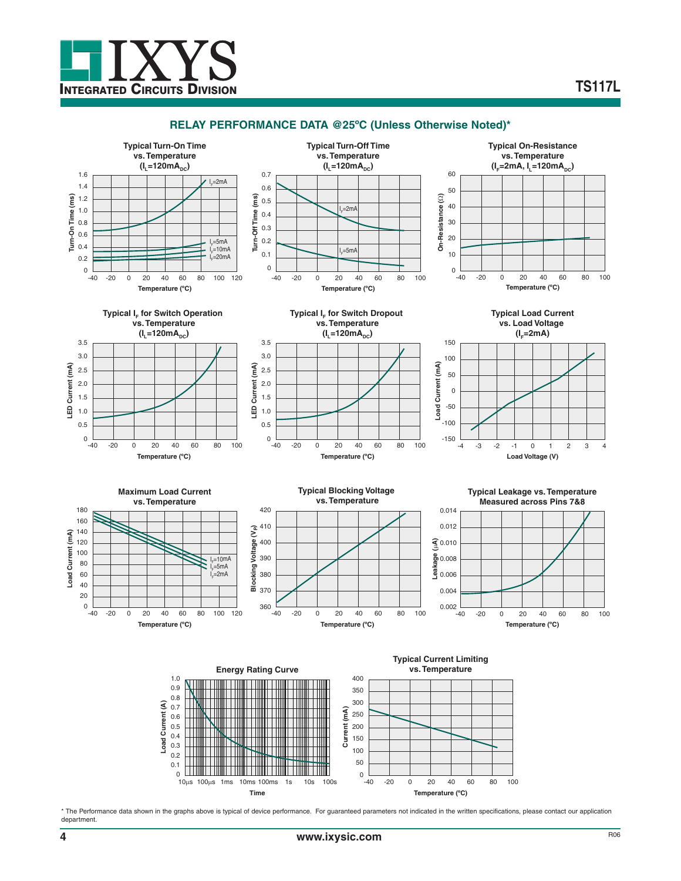## RELAY PERFORMANCE DATA @25ºC (Unless Otherwise Noted)*

**Typical Turn-On Time vs. Temperature ($I_L$=120mA$_{DC}$)**

**Typical Turn-Off Time vs. Temperature ($I_L$=120mA$_{DC}$)**

**Typical On-Resistance vs. Temperature ($I_F$=2mA, $I_L$=120mA$_{DC}$)**

**Typical $I_F$ for Switch Operation vs. Temperature ($I_L$=120mA$_{DC}$)**

**Typical $I_F$ for Switch Dropout vs. Temperature ($I_L$=120mA$_{DC}$)**

**Typical Load Current vs. Load Voltage ($I_F$=2mA)**

**Maximum Load Current vs. Temperature**

**Typical Blocking Voltage vs. Temperature**

**Typical Leakage vs. Temperature Measured across Pins 7&8**

**Energy Rating Curve**

**Typical Current Limiting vs. Temperature**

\* The Performance data shown in the graphs above is typical of device performance. For guaranteed parameters not indicated in the written specifications, please contact our application department.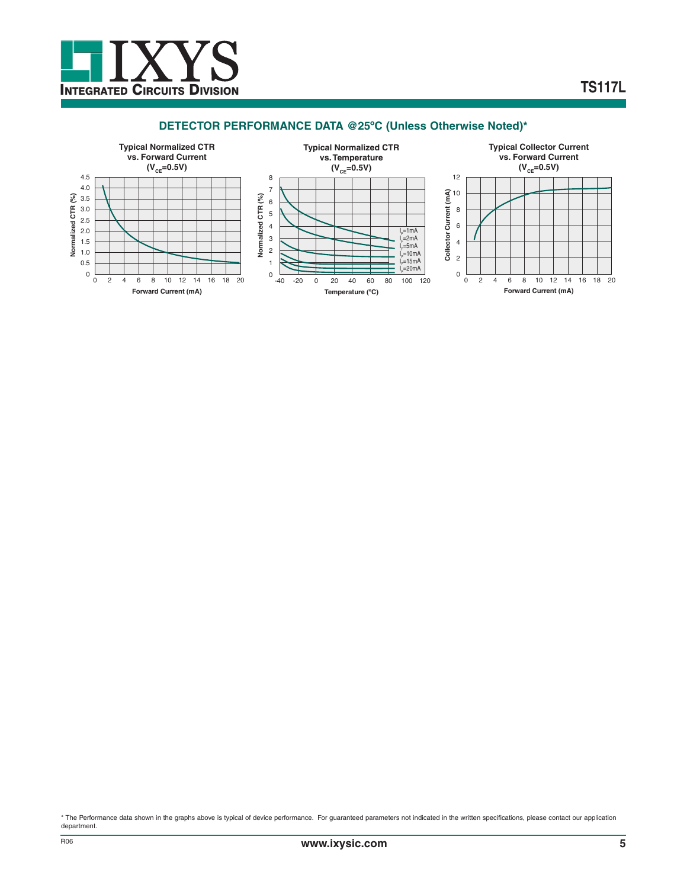## DETECTOR PERFORMANCE DATA @25ºC (Unless Otherwise Noted)*

**Typical Normalized CTR vs. Forward Current ($V_{CE}$=0.5V)**

Normalized CTR (%)

Forward Current (mA)

**Typical Normalized CTR vs. Temperature ($V_{CE}$=0.5V)**

Normalized CTR (%)

Temperature (ºC)

$I_F$=1mA
$I_F$=2mA
$I_F$=5mA
$I_F$=10mA
$I_F$=15mA
$I_F$=20mA

**Typical Collector Current vs. Forward Current ($V_{CE}$=0.5V)**

Collector Current (mA)

Forward Current (mA)

\* The Performance data shown in the graphs above is typical of device performance. For guaranteed parameters not indicated in the written specifications, please contact our application department.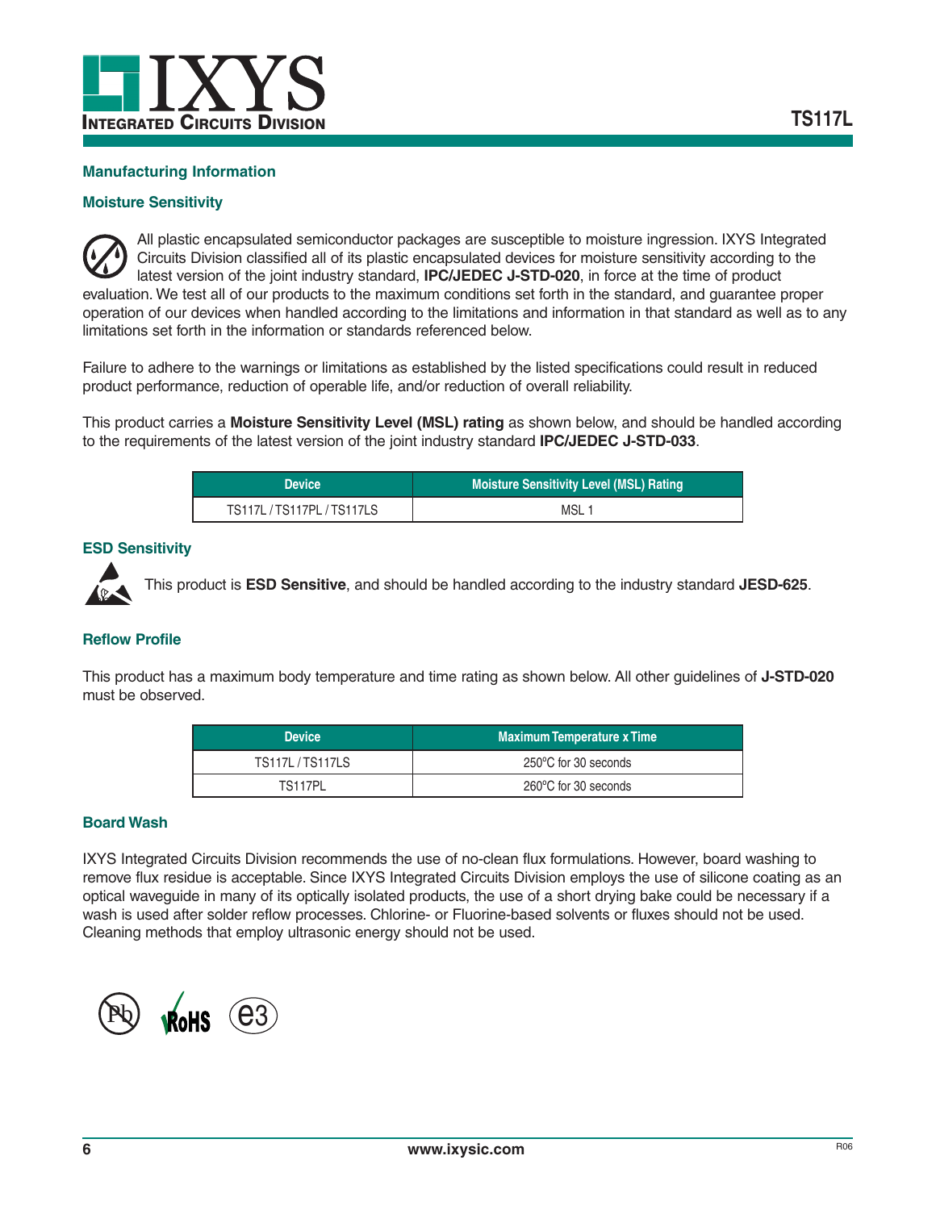## Manufacturing Information

### Moisture Sensitivity

All plastic encapsulated semiconductor packages are susceptible to moisture ingression. IXYS Integrated Circuits Division classified all of its plastic encapsulated devices for moisture sensitivity according to the latest version of the joint industry standard, **IPC/JEDEC J-STD-020**, in force at the time of product evaluation. We test all of our products to the maximum conditions set forth in the standard, and guarantee proper operation of our devices when handled according to the limitations and information in that standard as well as to any limitations set forth in the information or standards referenced below.

Failure to adhere to the warnings or limitations as established by the listed specifications could result in reduced product performance, reduction of operable life, and/or reduction of overall reliability.

This product carries a **Moisture Sensitivity Level (MSL) rating** as shown below, and should be handled according to the requirements of the latest version of the joint industry standard **IPC/JEDEC J-STD-033**.

| Device | Moisture Sensitivity Level (MSL) Rating |
|---|---|
| TS117L / TS117PL / TS117LS | MSL 1 |

### ESD Sensitivity

This product is **ESD Sensitive**, and should be handled according to the industry standard **JESD-625**.

### Reflow Profile

This product has a maximum body temperature and time rating as shown below. All other guidelines of **J-STD-020** must be observed.

| Device | Maximum Temperature x Time |
|---|---|
| TS117L / TS117LS | 250°C for 30 seconds |
| TS117PL | 260°C for 30 seconds |

### Board Wash

IXYS Integrated Circuits Division recommends the use of no-clean flux formulations. However, board washing to remove flux residue is acceptable. Since IXYS Integrated Circuits Division employs the use of silicone coating as an optical waveguide in many of its optically isolated products, the use of a short drying bake could be necessary if a wash is used after solder reflow processes. Chlorine- or Fluorine-based solvents or fluxes should not be used. Cleaning methods that employ ultrasonic energy should not be used.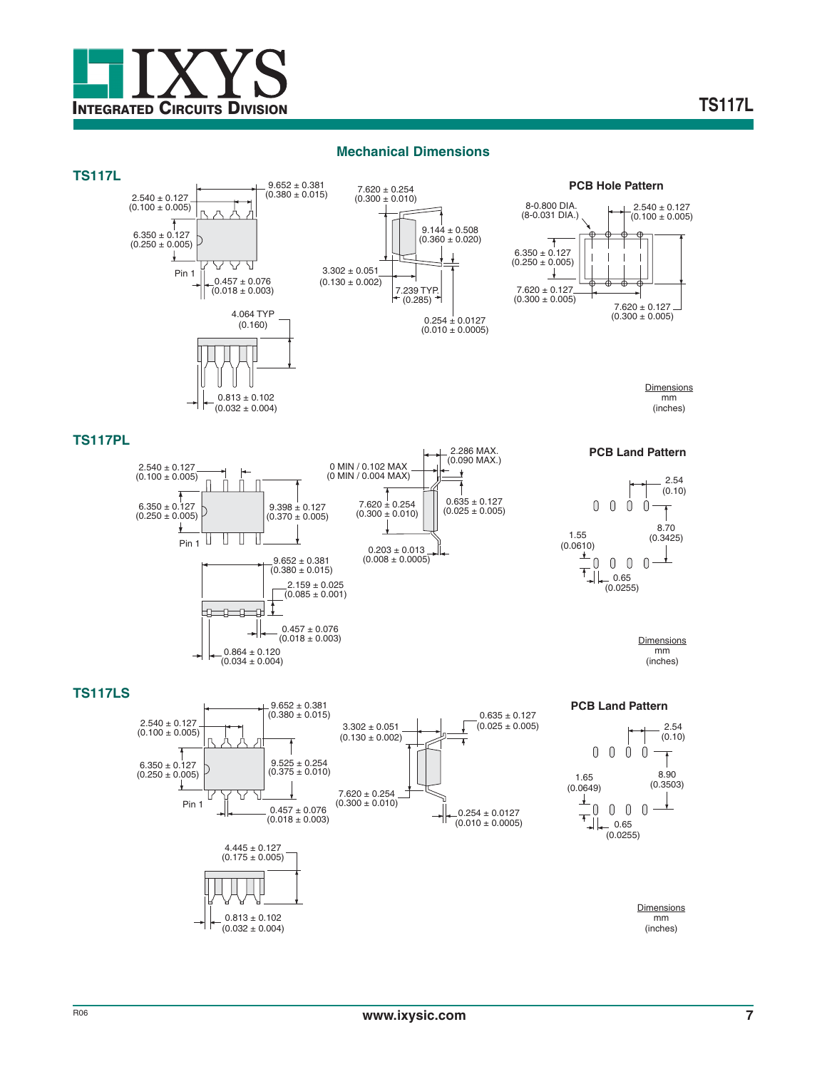## Mechanical Dimensions

### TS117L

9.652 ± 0.381
(0.380 ± 0.015)

2.540 ± 0.127
(0.100 ± 0.005)

6.350 ± 0.127
(0.250 ± 0.005)

Pin 1

0.457 ± 0.076
(0.018 ± 0.003)

4.064 TYP
(0.160)

0.813 ± 0.102
(0.032 ± 0.004)

7.620 ± 0.254
(0.300 ± 0.010)

9.144 ± 0.508
(0.360 ± 0.020)

3.302 ± 0.051
(0.130 ± 0.002)

7.239 TYP.
(0.285)

0.254 ± 0.0127
(0.010 ± 0.0005)

**PCB Hole Pattern**

8-0.800 DIA.
(8-0.031 DIA.)

2.540 ± 0.127
(0.100 ± 0.005)

6.350 ± 0.127
(0.250 ± 0.005)

7.620 ± 0.127
(0.300 ± 0.005)

7.620 ± 0.127
(0.300 ± 0.005)

Dimensions
mm
(inches)

### TS117PL

2.540 ± 0.127
(0.100 ± 0.005)

6.350 ± 0.127
(0.250 ± 0.005)

9.398 ± 0.127
(0.370 ± 0.005)

Pin 1

9.652 ± 0.381
(0.380 ± 0.015)

2.159 ± 0.025
(0.085 ± 0.001)

0.457 ± 0.076
(0.018 ± 0.003)

0.864 ± 0.120
(0.034 ± 0.004)

0 MIN / 0.102 MAX
(0 MIN / 0.004 MAX)

2.286 MAX.
(0.090 MAX.)

7.620 ± 0.254
(0.300 ± 0.010)

0.635 ± 0.127
(0.025 ± 0.005)

0.203 ± 0.013
(0.008 ± 0.0005)

**PCB Land Pattern**

2.54
(0.10)

8.70
(0.3425)

1.55
(0.0610)

0.65
(0.0255)

Dimensions
mm
(inches)

### TS117LS

9.652 ± 0.381
(0.380 ± 0.015)

2.540 ± 0.127
(0.100 ± 0.005)

6.350 ± 0.127
(0.250 ± 0.005)

9.525 ± 0.254
(0.375 ± 0.010)

Pin 1

0.457 ± 0.076
(0.018 ± 0.003)

4.445 ± 0.127
(0.175 ± 0.005)

0.813 ± 0.102
(0.032 ± 0.004)

3.302 ± 0.051
(0.130 ± 0.002)

0.635 ± 0.127
(0.025 ± 0.005)

7.620 ± 0.254
(0.300 ± 0.010)

0.254 ± 0.0127
(0.010 ± 0.0005)

**PCB Land Pattern**

2.54
(0.10)

8.90
(0.3503)

1.65
(0.0649)

0.65
(0.0255)

Dimensions
mm
(inches)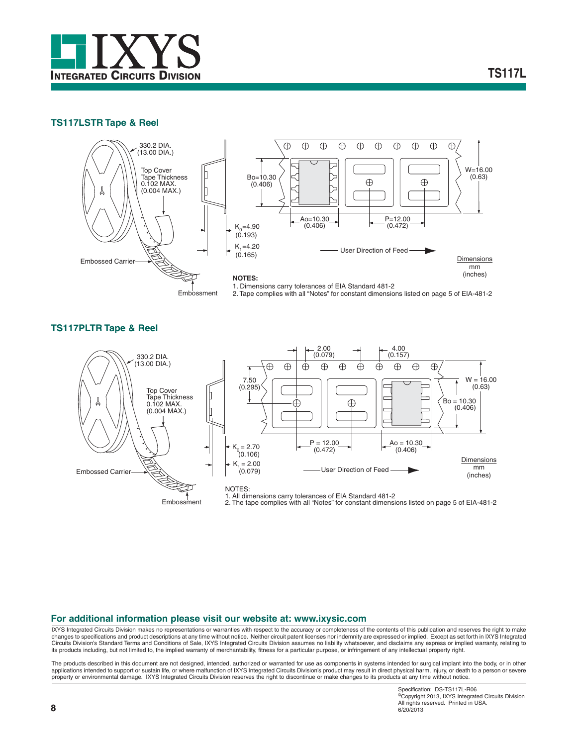## TS117LSTR Tape & Reel

330.2 DIA.
(13.00 DIA.)

Top Cover
Tape Thickness
0.102 MAX.
(0.004 MAX.)

Embossed Carrier

Embossment

$K_0$=4.90
(0.193)

$K_1$=4.20
(0.165)

Bo=10.30
(0.406)

Ao=10.30
(0.406)

P=12.00
(0.472)

W=16.00
(0.63)

User Direction of Feed

Dimensions
mm
(inches)

**NOTES:**
1. Dimensions carry tolerances of EIA Standard 481-2
2. Tape complies with all "Notes" for constant dimensions listed on page 5 of EIA-481-2

## TS117PLTR Tape & Reel

330.2 DIA.
(13.00 DIA.)

Top Cover
Tape Thickness
0.102 MAX.
(0.004 MAX.)

Embossed Carrier

Embossment

$K_0$ = 2.70
(0.106)

$K_1$ = 2.00
(0.079)

2.00
(0.079)

4.00
(0.157)

7.50
(0.295)

W = 16.00
(0.63)

Bo = 10.30
(0.406)

P = 12.00
(0.472)

Ao = 10.30
(0.406)

User Direction of Feed

Dimensions
mm
(inches)

NOTES:
1. All dimensions carry tolerances of EIA Standard 481-2
2. The tape complies with all "Notes" for constant dimensions listed on page 5 of EIA-481-2

**For additional information please visit our website at: www.ixysic.com**

IXYS Integrated Circuits Division makes no representations or warranties with respect to the accuracy or completeness of the contents of this publication and reserves the right to make changes to specifications and product descriptions at any time without notice. Neither circuit patent licenses nor indemnity are expressed or implied. Except as set forth in IXYS Integrated Circuits Division's Standard Terms and Conditions of Sale, IXYS Integrated Circuits Division assumes no liability whatsoever, and disclaims any express or implied warranty, relating to its products including, but not limited to, the implied warranty of merchantability, fitness for a particular purpose, or infringement of any intellectual property right.

The products described in this document are not designed, intended, authorized or warranted for use as components in systems intended for surgical implant into the body, or in other applications intended to support or sustain life, or where malfunction of IXYS Integrated Circuits Division's product may result in direct physical harm, injury, or death to a person or severe property or environmental damage. IXYS Integrated Circuits Division reserves the right to discontinue or make changes to its products at any time without notice.

Specification: DS-TS117L-R06
©Copyright 2013, IXYS Integrated Circuits Division
All rights reserved. Printed in USA.
6/20/2013